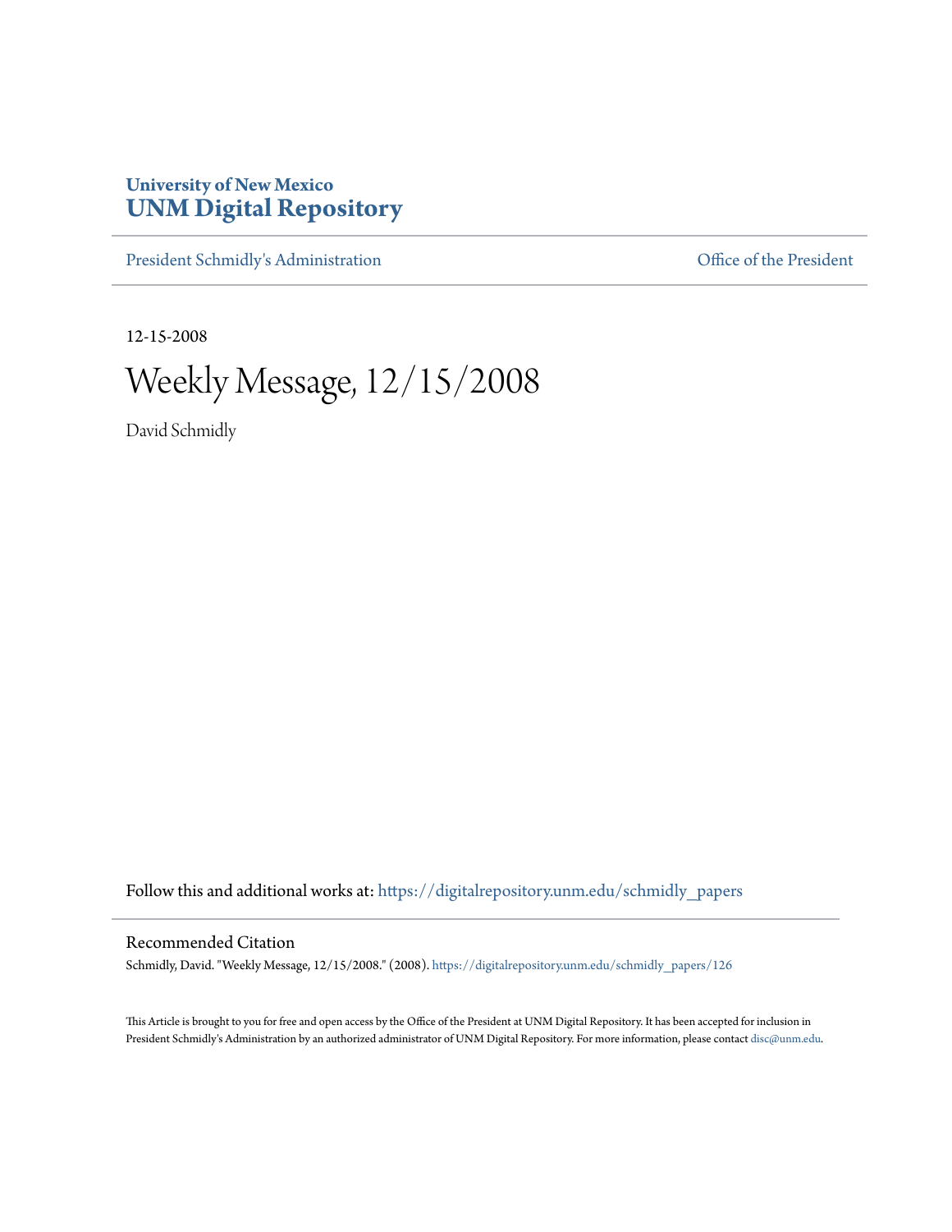# University of New Mexico
# UNM Digital Repository

President Schmidly's Administration

Office of the President

12-15-2008

# Weekly Message, 12/15/2008

David Schmidly

Follow this and additional works at: https://digitalrepository.unm.edu/schmidly_papers

## Recommended Citation

Schmidly, David. "Weekly Message, 12/15/2008." (2008). https://digitalrepository.unm.edu/schmidly_papers/126

This Article is brought to you for free and open access by the Office of the President at UNM Digital Repository. It has been accepted for inclusion in President Schmidly's Administration by an authorized administrator of UNM Digital Repository. For more information, please contact disc@unm.edu.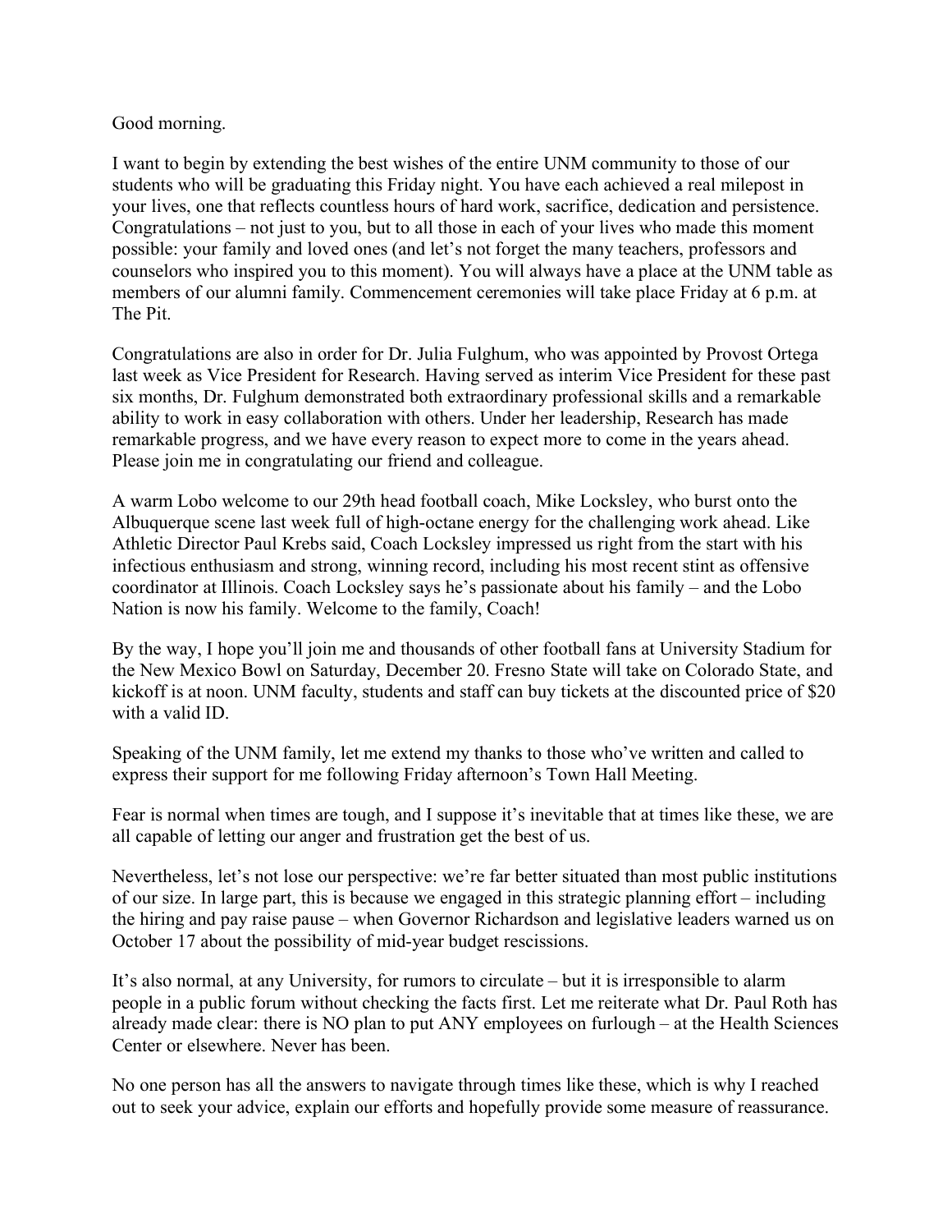Good morning.

I want to begin by extending the best wishes of the entire UNM community to those of our students who will be graduating this Friday night. You have each achieved a real milepost in your lives, one that reflects countless hours of hard work, sacrifice, dedication and persistence. Congratulations – not just to you, but to all those in each of your lives who made this moment possible: your family and loved ones (and let's not forget the many teachers, professors and counselors who inspired you to this moment). You will always have a place at the UNM table as members of our alumni family. Commencement ceremonies will take place Friday at 6 p.m. at The Pit.

Congratulations are also in order for Dr. Julia Fulghum, who was appointed by Provost Ortega last week as Vice President for Research. Having served as interim Vice President for these past six months, Dr. Fulghum demonstrated both extraordinary professional skills and a remarkable ability to work in easy collaboration with others. Under her leadership, Research has made remarkable progress, and we have every reason to expect more to come in the years ahead. Please join me in congratulating our friend and colleague.

A warm Lobo welcome to our 29th head football coach, Mike Locksley, who burst onto the Albuquerque scene last week full of high-octane energy for the challenging work ahead. Like Athletic Director Paul Krebs said, Coach Locksley impressed us right from the start with his infectious enthusiasm and strong, winning record, including his most recent stint as offensive coordinator at Illinois. Coach Locksley says he's passionate about his family – and the Lobo Nation is now his family. Welcome to the family, Coach!

By the way, I hope you'll join me and thousands of other football fans at University Stadium for the New Mexico Bowl on Saturday, December 20. Fresno State will take on Colorado State, and kickoff is at noon. UNM faculty, students and staff can buy tickets at the discounted price of $20 with a valid ID.

Speaking of the UNM family, let me extend my thanks to those who've written and called to express their support for me following Friday afternoon's Town Hall Meeting.

Fear is normal when times are tough, and I suppose it's inevitable that at times like these, we are all capable of letting our anger and frustration get the best of us.

Nevertheless, let's not lose our perspective: we're far better situated than most public institutions of our size. In large part, this is because we engaged in this strategic planning effort – including the hiring and pay raise pause – when Governor Richardson and legislative leaders warned us on October 17 about the possibility of mid-year budget rescissions.

It's also normal, at any University, for rumors to circulate – but it is irresponsible to alarm people in a public forum without checking the facts first. Let me reiterate what Dr. Paul Roth has already made clear: there is NO plan to put ANY employees on furlough – at the Health Sciences Center or elsewhere. Never has been.

No one person has all the answers to navigate through times like these, which is why I reached out to seek your advice, explain our efforts and hopefully provide some measure of reassurance.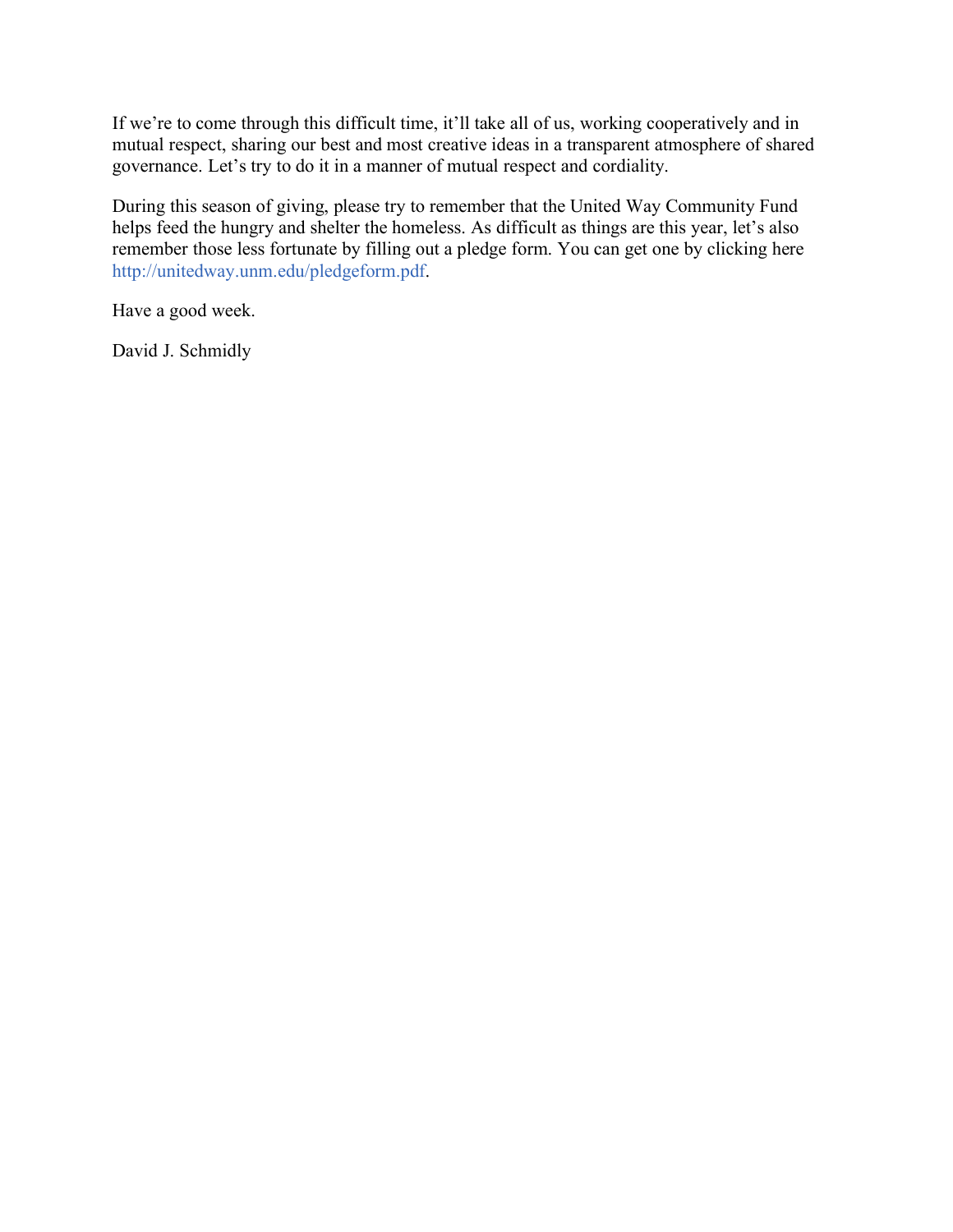If we’re to come through this difficult time, it’ll take all of us, working cooperatively and in mutual respect, sharing our best and most creative ideas in a transparent atmosphere of shared governance. Let’s try to do it in a manner of mutual respect and cordiality.

During this season of giving, please try to remember that the United Way Community Fund helps feed the hungry and shelter the homeless. As difficult as things are this year, let’s also remember those less fortunate by filling out a pledge form. You can get one by clicking here http://unitedway.unm.edu/pledgeform.pdf.

Have a good week.

David J. Schmidly